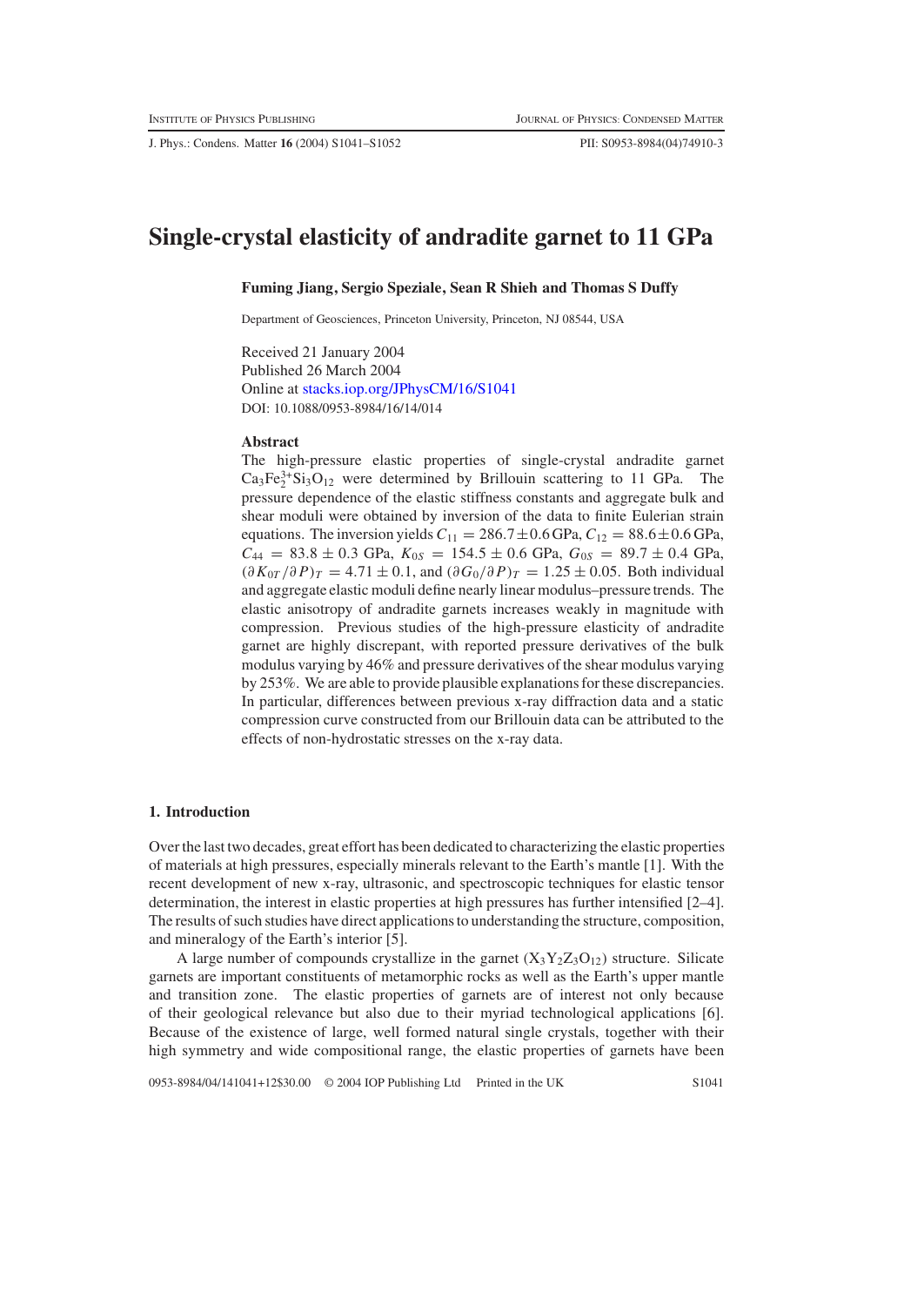# Single-crystal elasticity of andradite garnet to 11 GPa

**Fuming Jiang, Sergio Speziale, Sean R Shieh and Thomas S Duffy**

Department of Geosciences, Princeton University, Princeton, NJ 08544, USA

Received 21 January 2004
Published 26 March 2004
Online at stacks.iop.org/JPhysCM/16/S1041
DOI: 10.1088/0953-8984/16/14/014

## Abstract

The high-pressure elastic properties of single-crystal andradite garnet $Ca_3Fe_2^{3+}Si_3O_{12}$ were determined by Brillouin scattering to 11 GPa. The pressure dependence of the elastic stiffness constants and aggregate bulk and shear moduli were obtained by inversion of the data to finite Eulerian strain equations. The inversion yields $C_{11} = 286.7 \pm 0.6$ GPa, $C_{12} = 88.6 \pm 0.6$ GPa, $C_{44} = 83.8 \pm 0.3$ GPa, $K_{0S} = 154.5 \pm 0.6$ GPa, $G_{0S} = 89.7 \pm 0.4$ GPa, $(\partial K_{0T}/\partial P)_T = 4.71 \pm 0.1$, and $(\partial G_0/\partial P)_T = 1.25 \pm 0.05$. Both individual and aggregate elastic moduli define nearly linear modulus–pressure trends. The elastic anisotropy of andradite garnets increases weakly in magnitude with compression. Previous studies of the high-pressure elasticity of andradite garnet are highly discrepant, with reported pressure derivatives of the bulk modulus varying by 46% and pressure derivatives of the shear modulus varying by 253%. We are able to provide plausible explanations for these discrepancies. In particular, differences between previous x-ray diffraction data and a static compression curve constructed from our Brillouin data can be attributed to the effects of non-hydrostatic stresses on the x-ray data.

## 1. Introduction

Over the last two decades, great effort has been dedicated to characterizing the elastic properties of materials at high pressures, especially minerals relevant to the Earth's mantle [1]. With the recent development of new x-ray, ultrasonic, and spectroscopic techniques for elastic tensor determination, the interest in elastic properties at high pressures has further intensified [2–4]. The results of such studies have direct applications to understanding the structure, composition, and mineralogy of the Earth's interior [5].

A large number of compounds crystallize in the garnet ($X_3Y_2Z_3O_{12}$) structure. Silicate garnets are important constituents of metamorphic rocks as well as the Earth's upper mantle and transition zone. The elastic properties of garnets are of interest not only because of their geological relevance but also due to their myriad technological applications [6]. Because of the existence of large, well formed natural single crystals, together with their high symmetry and wide compositional range, the elastic properties of garnets have been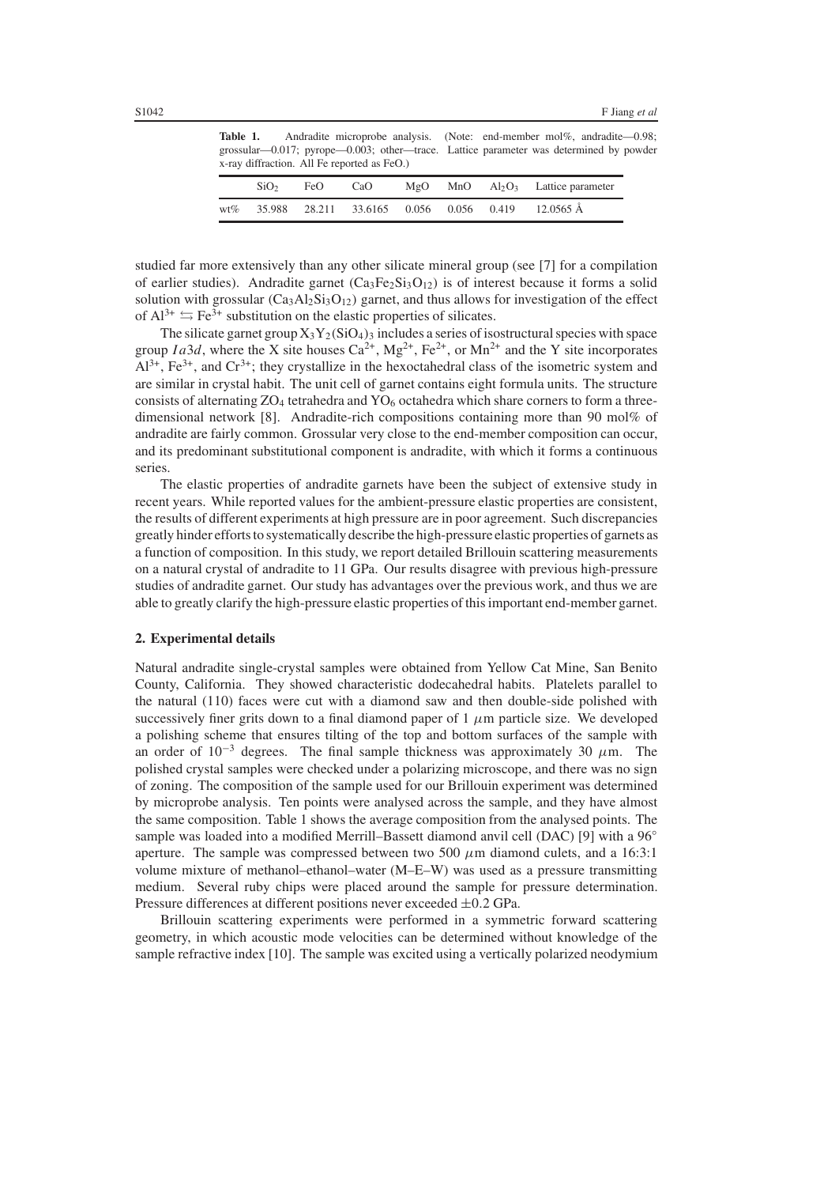**Table 1.** Andradite microprobe analysis. (Note: end-member mol%, andradite—0.98; grossular—0.017; pyrope—0.003; other—trace. Lattice parameter was determined by powder x-ray diffraction. All Fe reported as FeO.)

| | $SiO_2$ | FeO | CaO | MgO | MnO | $Al_2O_3$ | Lattice parameter |
|---|---|---|---|---|---|---|---|
| wt% | 35.988 | 28.211 | 33.6165 | 0.056 | 0.056 | 0.419 | 12.0565 Å |

studied far more extensively than any other silicate mineral group (see [7] for a compilation of earlier studies). Andradite garnet ($Ca_3Fe_2Si_3O_{12}$) is of interest because it forms a solid solution with grossular ($Ca_3Al_2Si_3O_{12}$) garnet, and thus allows for investigation of the effect of $Al^{3+} \leftrightarrows Fe^{3+}$ substitution on the elastic properties of silicates.

The silicate garnet group $X_3Y_2(SiO_4)_3$ includes a series of isostructural species with space group $Ia3d$, where the X site houses $Ca^{2+}$, $Mg^{2+}$, $Fe^{2+}$, or $Mn^{2+}$ and the Y site incorporates $Al^{3+}$, $Fe^{3+}$, and $Cr^{3+}$; they crystallize in the hexoctahedral class of the isometric system and are similar in crystal habit. The unit cell of garnet contains eight formula units. The structure consists of alternating $ZO_4$ tetrahedra and $YO_6$ octahedra which share corners to form a three-dimensional network [8]. Andradite-rich compositions containing more than 90 mol% of andradite are fairly common. Grossular very close to the end-member composition can occur, and its predominant substitutional component is andradite, with which it forms a continuous series.

The elastic properties of andradite garnets have been the subject of extensive study in recent years. While reported values for the ambient-pressure elastic properties are consistent, the results of different experiments at high pressure are in poor agreement. Such discrepancies greatly hinder efforts to systematically describe the high-pressure elastic properties of garnets as a function of composition. In this study, we report detailed Brillouin scattering measurements on a natural crystal of andradite to 11 GPa. Our results disagree with previous high-pressure studies of andradite garnet. Our study has advantages over the previous work, and thus we are able to greatly clarify the high-pressure elastic properties of this important end-member garnet.

## 2. Experimental details

Natural andradite single-crystal samples were obtained from Yellow Cat Mine, San Benito County, California. They showed characteristic dodecahedral habits. Platelets parallel to the natural (110) faces were cut with a diamond saw and then double-side polished with successively finer grits down to a final diamond paper of 1 $\mu$m particle size. We developed a polishing scheme that ensures tilting of the top and bottom surfaces of the sample with an order of $10^{-3}$ degrees. The final sample thickness was approximately 30 $\mu$m. The polished crystal samples were checked under a polarizing microscope, and there was no sign of zoning. The composition of the sample used for our Brillouin experiment was determined by microprobe analysis. Ten points were analysed across the sample, and they have almost the same composition. Table 1 shows the average composition from the analysed points. The sample was loaded into a modified Merrill–Bassett diamond anvil cell (DAC) [9] with a 96° aperture. The sample was compressed between two 500 $\mu$m diamond culets, and a 16:3:1 volume mixture of methanol–ethanol–water (M–E–W) was used as a pressure transmitting medium. Several ruby chips were placed around the sample for pressure determination. Pressure differences at different positions never exceeded $\pm 0.2$ GPa.

Brillouin scattering experiments were performed in a symmetric forward scattering geometry, in which acoustic mode velocities can be determined without knowledge of the sample refractive index [10]. The sample was excited using a vertically polarized neodymium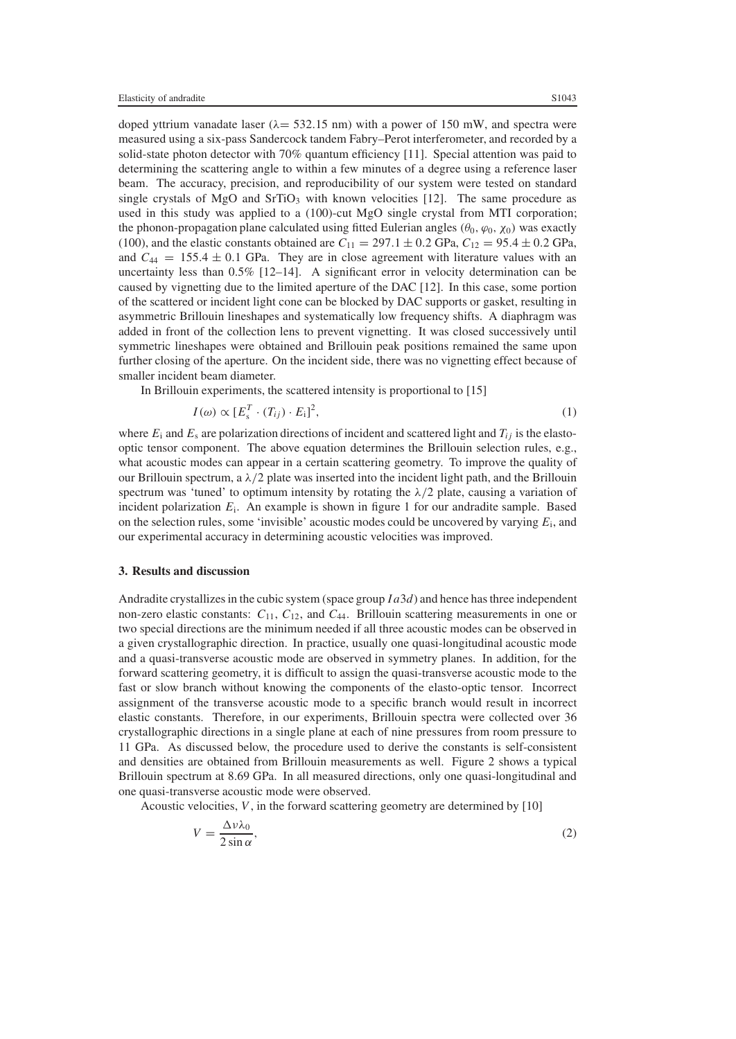doped yttrium vanadate laser ($\lambda = 532.15$ nm) with a power of 150 mW, and spectra were measured using a six-pass Sandercock tandem Fabry–Perot interferometer, and recorded by a solid-state photon detector with 70% quantum efficiency [11]. Special attention was paid to determining the scattering angle to within a few minutes of a degree using a reference laser beam. The accuracy, precision, and reproducibility of our system were tested on standard single crystals of MgO and $SrTiO_3$ with known velocities [12]. The same procedure as used in this study was applied to a (100)-cut MgO single crystal from MTI corporation; the phonon-propagation plane calculated using fitted Eulerian angles ($\theta_0$, $\varphi_0$, $\chi_0$) was exactly (100), and the elastic constants obtained are $C_{11} = 297.1 \pm 0.2$ GPa, $C_{12} = 95.4 \pm 0.2$ GPa, and $C_{44} = 155.4 \pm 0.1$ GPa. They are in close agreement with literature values with an uncertainty less than 0.5% [12–14]. A significant error in velocity determination can be caused by vignetting due to the limited aperture of the DAC [12]. In this case, some portion of the scattered or incident light cone can be blocked by DAC supports or gasket, resulting in asymmetric Brillouin lineshapes and systematically low frequency shifts. A diaphragm was added in front of the collection lens to prevent vignetting. It was closed successively until symmetric lineshapes were obtained and Brillouin peak positions remained the same upon further closing of the aperture. On the incident side, there was no vignetting effect because of smaller incident beam diameter.

In Brillouin experiments, the scattered intensity is proportional to [15]

$$I(\omega) \propto [E_s^T \cdot (T_{ij}) \cdot E_i]^2, \tag{1}$$

where $E_i$ and $E_s$ are polarization directions of incident and scattered light and $T_{ij}$ is the elasto-optic tensor component. The above equation determines the Brillouin selection rules, e.g., what acoustic modes can appear in a certain scattering geometry. To improve the quality of our Brillouin spectrum, a $\lambda/2$ plate was inserted into the incident light path, and the Brillouin spectrum was 'tuned' to optimum intensity by rotating the $\lambda/2$ plate, causing a variation of incident polarization $E_i$. An example is shown in figure 1 for our andradite sample. Based on the selection rules, some 'invisible' acoustic modes could be uncovered by varying $E_i$, and our experimental accuracy in determining acoustic velocities was improved.

## 3. Results and discussion

Andradite crystallizes in the cubic system (space group $Ia3d$) and hence has three independent non-zero elastic constants: $C_{11}$, $C_{12}$, and $C_{44}$. Brillouin scattering measurements in one or two special directions are the minimum needed if all three acoustic modes can be observed in a given crystallographic direction. In practice, usually one quasi-longitudinal acoustic mode and a quasi-transverse acoustic mode are observed in symmetry planes. In addition, for the forward scattering geometry, it is difficult to assign the quasi-transverse acoustic mode to the fast or slow branch without knowing the components of the elasto-optic tensor. Incorrect assignment of the transverse acoustic mode to a specific branch would result in incorrect elastic constants. Therefore, in our experiments, Brillouin spectra were collected over 36 crystallographic directions in a single plane at each of nine pressures from room pressure to 11 GPa. As discussed below, the procedure used to derive the constants is self-consistent and densities are obtained from Brillouin measurements as well. Figure 2 shows a typical Brillouin spectrum at 8.69 GPa. In all measured directions, only one quasi-longitudinal and one quasi-transverse acoustic mode were observed.

Acoustic velocities, $V$, in the forward scattering geometry are determined by [10]

$$V = \frac{\Delta\nu\lambda_0}{2\sin\alpha}, \tag{2}$$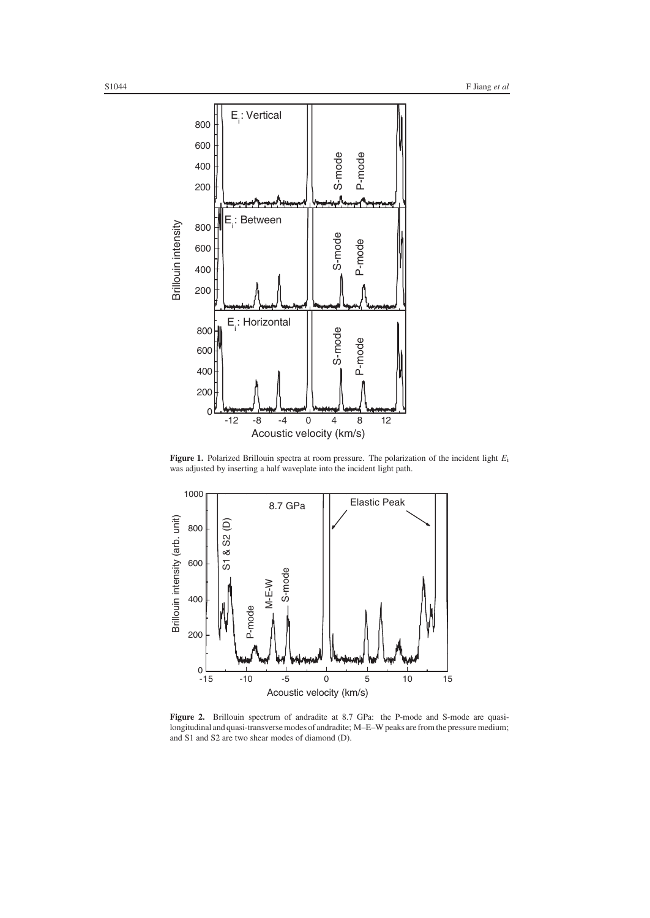**Figure 1.** Polarized Brillouin spectra at room pressure. The polarization of the incident light $E_i$ was adjusted by inserting a half waveplate into the incident light path.

**Figure 2.** Brillouin spectrum of andradite at 8.7 GPa: the P-mode and S-mode are quasi-longitudinal and quasi-transverse modes of andradite; M–E–W peaks are from the pressure medium; and S1 and S2 are two shear modes of diamond (D).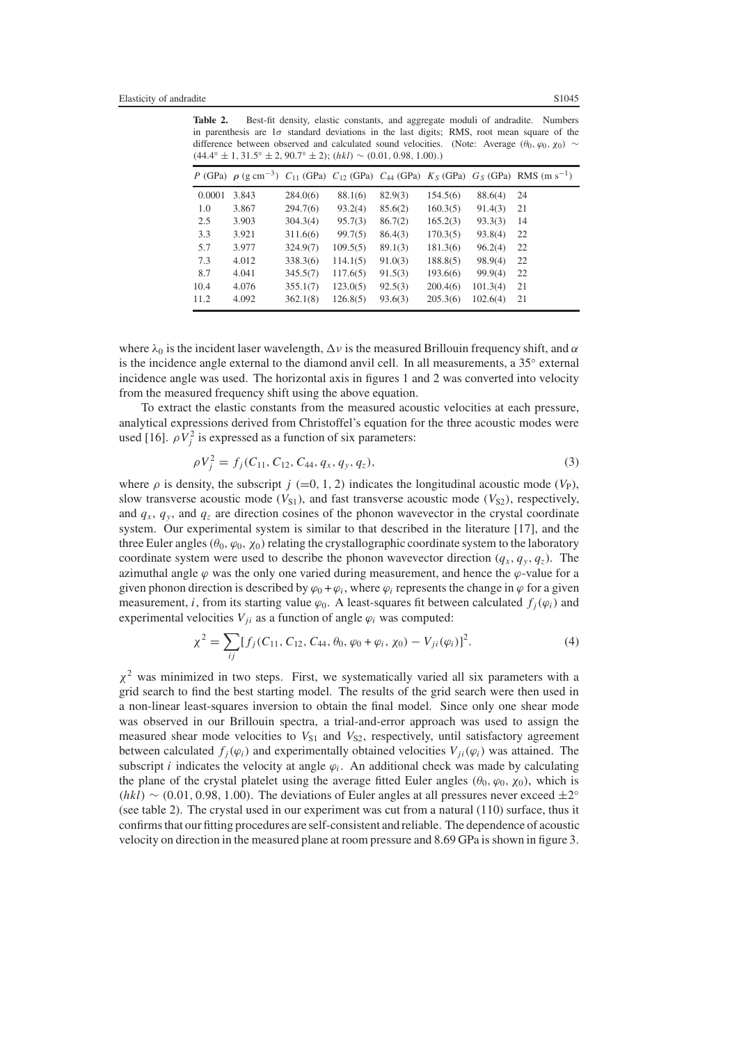**Table 2.** Best-fit density, elastic constants, and aggregate moduli of andradite. Numbers in parenthesis are $1\sigma$ standard deviations in the last digits; RMS, root mean square of the difference between observed and calculated sound velocities. (Note: Average $(\theta_0, \varphi_0, \chi_0) \sim (44.4° \pm 1, 31.5° \pm 2, 90.7° \pm 2)$; $(hkl) \sim (0.01, 0.98, 1.00)$.)

| $P$ (GPa) | $\rho$ (g cm$^{-3}$) | $C_{11}$ (GPa) | $C_{12}$ (GPa) | $C_{44}$ (GPa) | $K_S$ (GPa) | $G_S$ (GPa) | RMS (m s$^{-1}$) |
|---|---|---|---|---|---|---|---|
| 0.0001 | 3.843 | 284.0(6) | 88.1(6) | 82.9(3) | 154.5(6) | 88.6(4) | 24 |
| 1.0 | 3.867 | 294.7(6) | 93.2(4) | 85.6(2) | 160.3(5) | 91.4(3) | 21 |
| 2.5 | 3.903 | 304.3(4) | 95.7(3) | 86.7(2) | 165.2(3) | 93.3(3) | 14 |
| 3.3 | 3.921 | 311.6(6) | 99.7(5) | 86.4(3) | 170.3(5) | 93.8(4) | 22 |
| 5.7 | 3.977 | 324.9(7) | 109.5(5) | 89.1(3) | 181.3(6) | 96.2(4) | 22 |
| 7.3 | 4.012 | 338.3(6) | 114.1(5) | 91.0(3) | 188.8(5) | 98.9(4) | 22 |
| 8.7 | 4.041 | 345.5(7) | 117.6(5) | 91.5(3) | 193.6(6) | 99.9(4) | 22 |
| 10.4 | 4.076 | 355.1(7) | 123.0(5) | 92.5(3) | 200.4(6) | 101.3(4) | 21 |
| 11.2 | 4.092 | 362.1(8) | 126.8(5) | 93.6(3) | 205.3(6) | 102.6(4) | 21 |

where $\lambda_0$ is the incident laser wavelength, $\Delta\nu$ is the measured Brillouin frequency shift, and $\alpha$ is the incidence angle external to the diamond anvil cell. In all measurements, a 35° external incidence angle was used. The horizontal axis in figures 1 and 2 was converted into velocity from the measured frequency shift using the above equation.

To extract the elastic constants from the measured acoustic velocities at each pressure, analytical expressions derived from Christoffel's equation for the three acoustic modes were used [16]. $\rho V_j^2$ is expressed as a function of six parameters:

$$\rho V_j^2 = f_j(C_{11}, C_{12}, C_{44}, q_x, q_y, q_z), \tag{3}$$

where $\rho$ is density, the subscript $j$ (=0, 1, 2) indicates the longitudinal acoustic mode ($V_{\rm P}$), slow transverse acoustic mode ($V_{\rm S1}$), and fast transverse acoustic mode ($V_{\rm S2}$), respectively, and $q_x$, $q_y$, and $q_z$ are direction cosines of the phonon wavevector in the crystal coordinate system. Our experimental system is similar to that described in the literature [17], and the three Euler angles ($\theta_0$, $\varphi_0$, $\chi_0$) relating the crystallographic coordinate system to the laboratory coordinate system were used to describe the phonon wavevector direction ($q_x$, $q_y$, $q_z$). The azimuthal angle $\varphi$ was the only one varied during measurement, and hence the $\varphi$-value for a given phonon direction is described by $\varphi_0 + \varphi_i$, where $\varphi_i$ represents the change in $\varphi$ for a given measurement, $i$, from its starting value $\varphi_0$. A least-squares fit between calculated $f_j(\varphi_i)$ and experimental velocities $V_{ji}$ as a function of angle $\varphi_i$ was computed:

$$\chi^2 = \sum_{ij} [f_j(C_{11}, C_{12}, C_{44}, \theta_0, \varphi_0 + \varphi_i, \chi_0) - V_{ji}(\varphi_i)]^2. \tag{4}$$

$\chi^2$ was minimized in two steps. First, we systematically varied all six parameters with a grid search to find the best starting model. The results of the grid search were then used in a non-linear least-squares inversion to obtain the final model. Since only one shear mode was observed in our Brillouin spectra, a trial-and-error approach was used to assign the measured shear mode velocities to $V_{\rm S1}$ and $V_{\rm S2}$, respectively, until satisfactory agreement between calculated $f_j(\varphi_i)$ and experimentally obtained velocities $V_{ji}(\varphi_i)$ was attained. The subscript $i$ indicates the velocity at angle $\varphi_i$. An additional check was made by calculating the plane of the crystal platelet using the average fitted Euler angles ($\theta_0$, $\varphi_0$, $\chi_0$), which is $(hkl) \sim (0.01, 0.98, 1.00)$. The deviations of Euler angles at all pressures never exceed $\pm 2°$ (see table 2). The crystal used in our experiment was cut from a natural (110) surface, thus it confirms that our fitting procedures are self-consistent and reliable. The dependence of acoustic velocity on direction in the measured plane at room pressure and 8.69 GPa is shown in figure 3.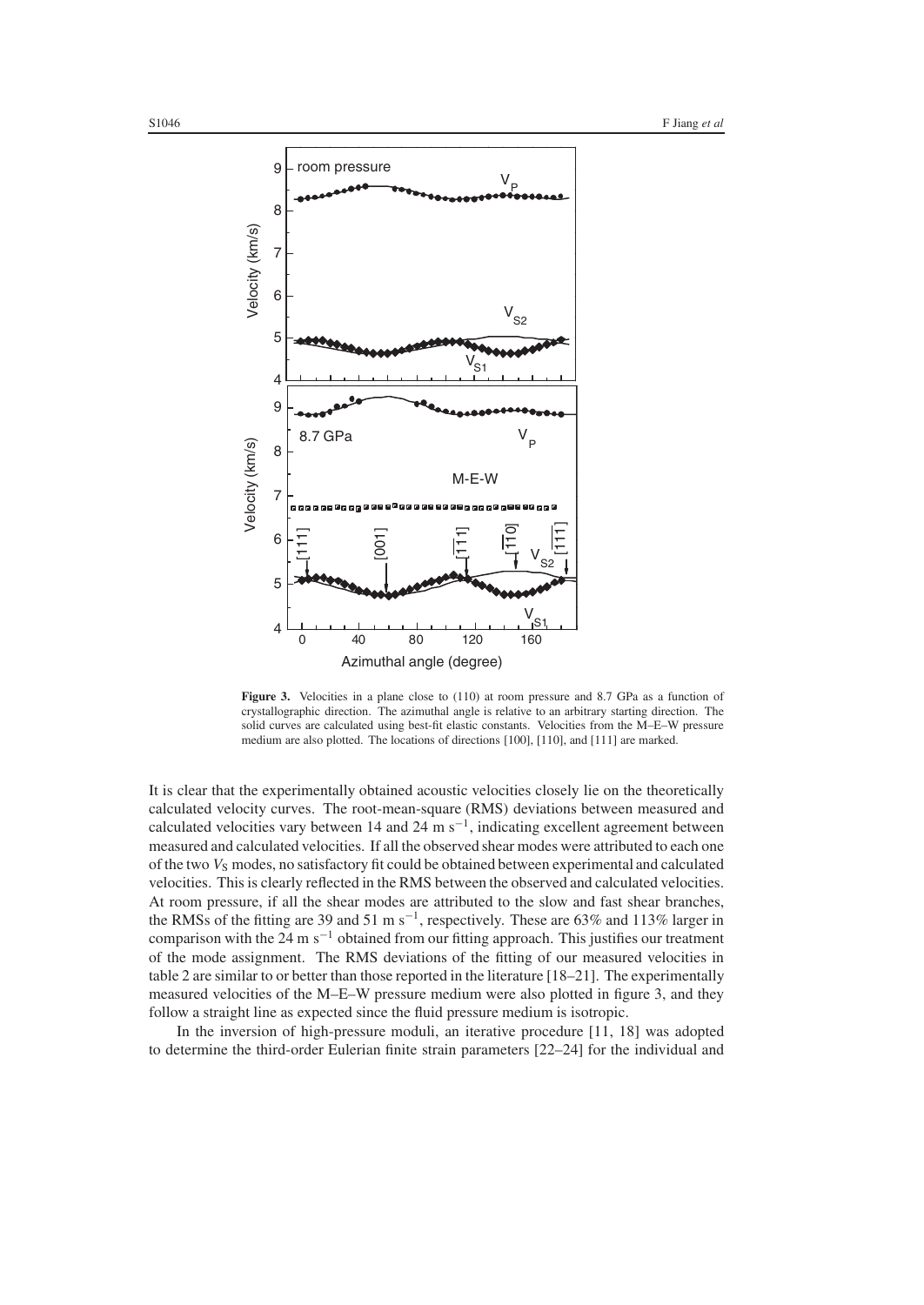**Figure 3.** Velocities in a plane close to (110) at room pressure and 8.7 GPa as a function of crystallographic direction. The azimuthal angle is relative to an arbitrary starting direction. The solid curves are calculated using best-fit elastic constants. Velocities from the M–E–W pressure medium are also plotted. The locations of directions [100], [110], and [111] are marked.

It is clear that the experimentally obtained acoustic velocities closely lie on the theoretically calculated velocity curves. The root-mean-square (RMS) deviations between measured and calculated velocities vary between 14 and 24 m $s^{-1}$, indicating excellent agreement between measured and calculated velocities. If all the observed shear modes were attributed to each one of the two $V_S$ modes, no satisfactory fit could be obtained between experimental and calculated velocities. This is clearly reflected in the RMS between the observed and calculated velocities. At room pressure, if all the shear modes are attributed to the slow and fast shear branches, the RMSs of the fitting are 39 and 51 m $s^{-1}$, respectively. These are 63% and 113% larger in comparison with the 24 m $s^{-1}$ obtained from our fitting approach. This justifies our treatment of the mode assignment. The RMS deviations of the fitting of our measured velocities in table 2 are similar to or better than those reported in the literature [18–21]. The experimentally measured velocities of the M–E–W pressure medium were also plotted in figure 3, and they follow a straight line as expected since the fluid pressure medium is isotropic.

In the inversion of high-pressure moduli, an iterative procedure [11, 18] was adopted to determine the third-order Eulerian finite strain parameters [22–24] for the individual and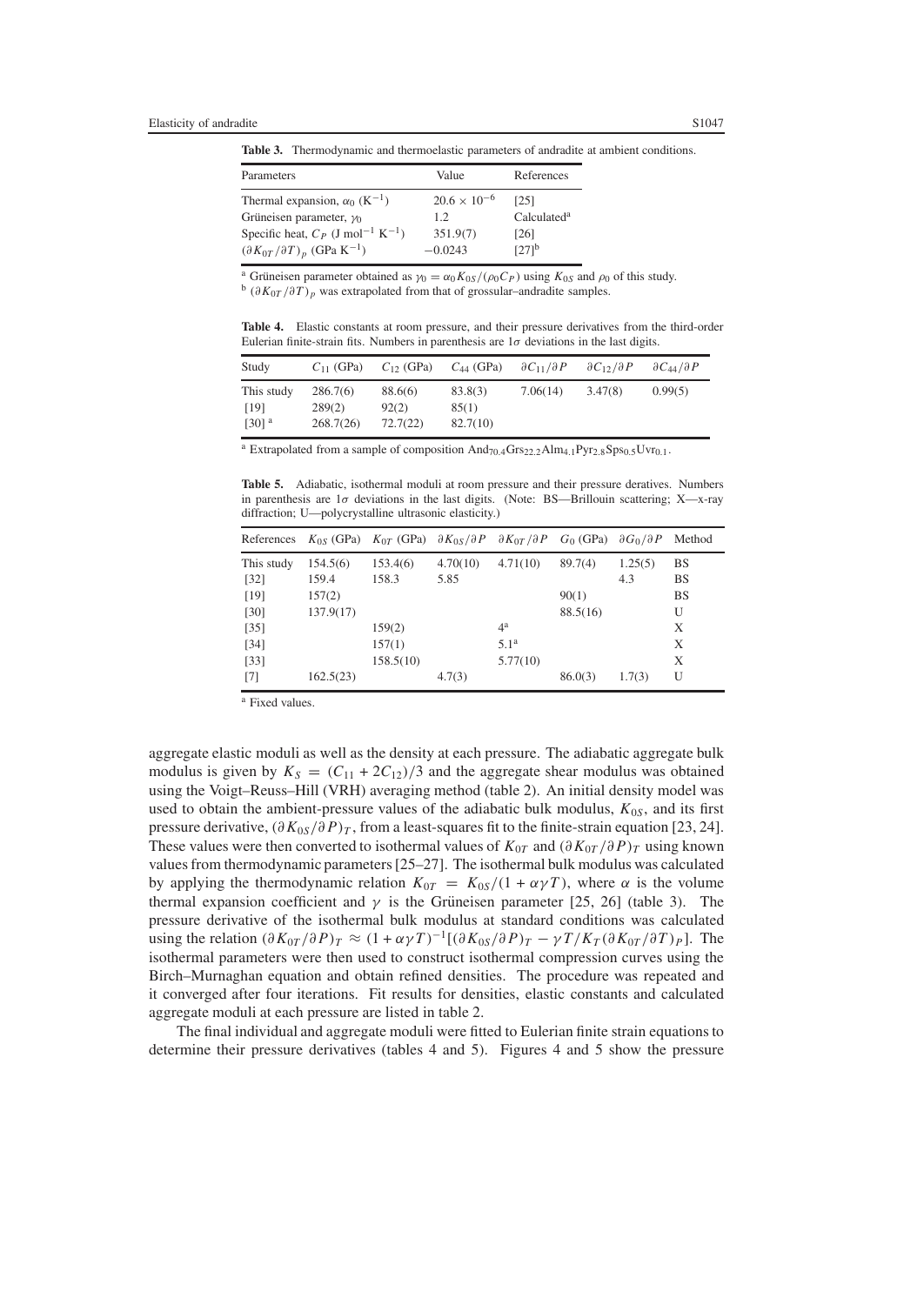**Table 3.** Thermodynamic and thermoelastic parameters of andradite at ambient conditions.

| Parameters | Value | References |
|---|---|---|
| Thermal expansion, $\alpha_0$ ($K^{-1}$) | $20.6 \times 10^{-6}$ | [25] |
| Grüneisen parameter, $\gamma_0$ | 1.2 | Calculated[a] |
| Specific heat, $C_P$ (J $mol^{-1}$ $K^{-1}$) | 351.9(7) | [26] |
| $(\partial K_{0T}/\partial T)_p$ (GPa $K^{-1}$) | −0.0243 | [27][b] |

[a] Grüneisen parameter obtained as $\gamma_0 = \alpha_0 K_{0S}/(\rho_0 C_P)$ using $K_{0S}$ and $\rho_0$ of this study.
[b] $(\partial K_{0T}/\partial T)_p$ was extrapolated from that of grossular–andradite samples.

**Table 4.** Elastic constants at room pressure, and their pressure derivatives from the third-order Eulerian finite-strain fits. Numbers in parenthesis are $1\sigma$ deviations in the last digits.

| Study | $C_{11}$ (GPa) | $C_{12}$ (GPa) | $C_{44}$ (GPa) | $\partial C_{11}/\partial P$ | $\partial C_{12}/\partial P$ | $\partial C_{44}/\partial P$ |
|---|---|---|---|---|---|---|
| This study | 286.7(6) | 88.6(6) | 83.8(3) | 7.06(14) | 3.47(8) | 0.99(5) |
| [19] | 289(2) | 92(2) | 85(1) | | | |
| [30] [a] | 268.7(26) | 72.7(22) | 82.7(10) | | | |

[a] Extrapolated from a sample of composition $And_{70.4}Grs_{22.2}Alm_{4.1}Pyr_{2.8}Sps_{0.5}Uvr_{0.1}$.

**Table 5.** Adiabatic, isothermal moduli at room pressure and their pressure deratives. Numbers in parenthesis are $1\sigma$ deviations in the last digits. (Note: BS—Brillouin scattering; X—x-ray diffraction; U—polycrystalline ultrasonic elasticity.)

| References | $K_{0S}$ (GPa) | $K_{0T}$ (GPa) | $\partial K_{0S}/\partial P$ | $\partial K_{0T}/\partial P$ | $G_0$ (GPa) | $\partial G_0/\partial P$ | Method |
|---|---|---|---|---|---|---|---|
| This study | 154.5(6) | 153.4(6) | 4.70(10) | 4.71(10) | 89.7(4) | 1.25(5) | BS |
| [32] | 159.4 | 158.3 | 5.85 | | | 4.3 | BS |
| [19] | 157(2) | | | | 90(1) | | BS |
| [30] | 137.9(17) | | | | 88.5(16) | | U |
| [35] | | 159(2) | | 4[a] | | | X |
| [34] | | 157(1) | | 5.1[a] | | | X |
| [33] | | 158.5(10) | | 5.77(10) | | | X |
| [7] | 162.5(23) | | 4.7(3) | | 86.0(3) | 1.7(3) | U |

[a] Fixed values.

aggregate elastic moduli as well as the density at each pressure. The adiabatic aggregate bulk modulus is given by $K_S = (C_{11} + 2C_{12})/3$ and the aggregate shear modulus was obtained using the Voigt–Reuss–Hill (VRH) averaging method (table 2). An initial density model was used to obtain the ambient-pressure values of the adiabatic bulk modulus, $K_{0S}$, and its first pressure derivative, $(\partial K_{0S}/\partial P)_T$, from a least-squares fit to the finite-strain equation [23, 24]. These values were then converted to isothermal values of $K_{0T}$ and $(\partial K_{0T}/\partial P)_T$ using known values from thermodynamic parameters [25–27]. The isothermal bulk modulus was calculated by applying the thermodynamic relation $K_{0T} = K_{0S}/(1 + \alpha\gamma T)$, where $\alpha$ is the volume thermal expansion coefficient and $\gamma$ is the Grüneisen parameter [25, 26] (table 3). The pressure derivative of the isothermal bulk modulus at standard conditions was calculated using the relation $(\partial K_{0T}/\partial P)_T \approx (1 + \alpha\gamma T)^{-1}[(\partial K_{0S}/\partial P)_T - \gamma T/K_T(\partial K_{0T}/\partial T)_P]$. The isothermal parameters were then used to construct isothermal compression curves using the Birch–Murnaghan equation and obtain refined densities. The procedure was repeated and it converged after four iterations. Fit results for densities, elastic constants and calculated aggregate moduli at each pressure are listed in table 2.

The final individual and aggregate moduli were fitted to Eulerian finite strain equations to determine their pressure derivatives (tables 4 and 5). Figures 4 and 5 show the pressure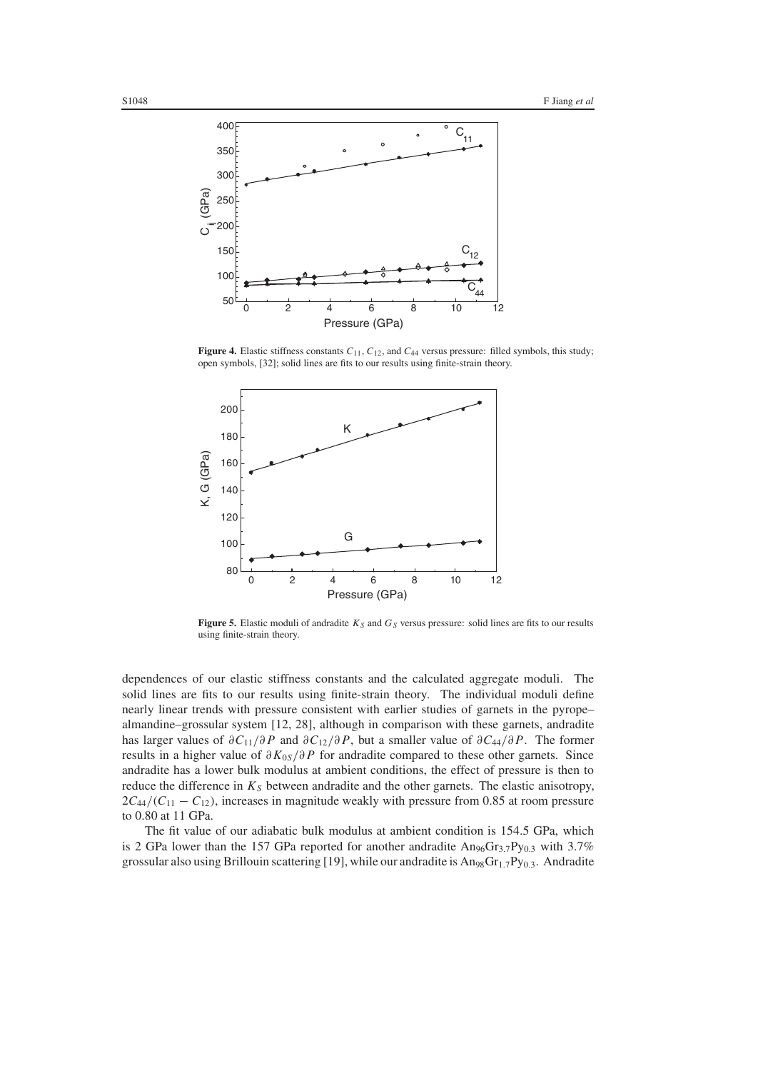**Figure 4.** Elastic stiffness constants $C_{11}$, $C_{12}$, and $C_{44}$ versus pressure: filled symbols, this study; open symbols, [32]; solid lines are fits to our results using finite-strain theory.

**Figure 5.** Elastic moduli of andradite $K_S$ and $G_S$ versus pressure: solid lines are fits to our results using finite-strain theory.

dependences of our elastic stiffness constants and the calculated aggregate moduli. The solid lines are fits to our results using finite-strain theory. The individual moduli define nearly linear trends with pressure consistent with earlier studies of garnets in the pyrope–almandine–grossular system [12, 28], although in comparison with these garnets, andradite has larger values of $\partial C_{11}/\partial P$ and $\partial C_{12}/\partial P$, but a smaller value of $\partial C_{44}/\partial P$. The former results in a higher value of $\partial K_{0S}/\partial P$ for andradite compared to these other garnets. Since andradite has a lower bulk modulus at ambient conditions, the effect of pressure is then to reduce the difference in $K_S$ between andradite and the other garnets. The elastic anisotropy, $2C_{44}/(C_{11} - C_{12})$, increases in magnitude weakly with pressure from 0.85 at room pressure to 0.80 at 11 GPa.

The fit value of our adiabatic bulk modulus at ambient condition is 154.5 GPa, which is 2 GPa lower than the 157 GPa reported for another andradite $An_{96}Gr_{3.7}Py_{0.3}$ with 3.7% grossular also using Brillouin scattering [19], while our andradite is $An_{98}Gr_{1.7}Py_{0.3}$. Andradite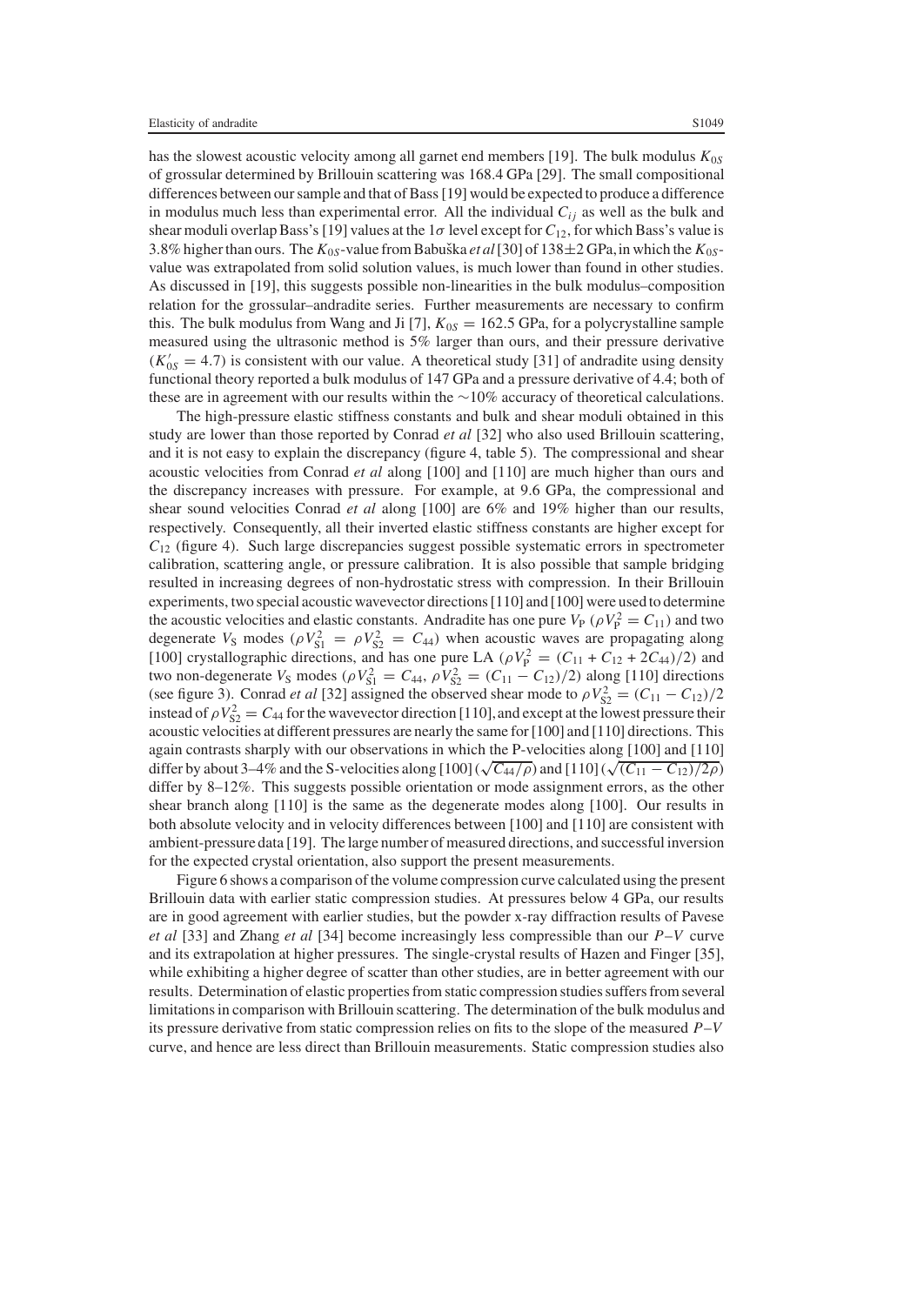has the slowest acoustic velocity among all garnet end members [19]. The bulk modulus $K_{0S}$ of grossular determined by Brillouin scattering was 168.4 GPa [29]. The small compositional differences between our sample and that of Bass [19] would be expected to produce a difference in modulus much less than experimental error. All the individual $C_{ij}$ as well as the bulk and shear moduli overlap Bass's [19] values at the $1\sigma$ level except for $C_{12}$, for which Bass's value is 3.8% higher than ours. The $K_{0S}$-value from Babuška *et al* [30] of $138\pm2$ GPa, in which the $K_{0S}$-value was extrapolated from solid solution values, is much lower than found in other studies. As discussed in [19], this suggests possible non-linearities in the bulk modulus–composition relation for the grossular–andradite series. Further measurements are necessary to confirm this. The bulk modulus from Wang and Ji [7], $K_{0S} = 162.5$ GPa, for a polycrystalline sample measured using the ultrasonic method is 5% larger than ours, and their pressure derivative ($K'_{0S} = 4.7$) is consistent with our value. A theoretical study [31] of andradite using density functional theory reported a bulk modulus of 147 GPa and a pressure derivative of 4.4; both of these are in agreement with our results within the $\sim$10% accuracy of theoretical calculations.

The high-pressure elastic stiffness constants and bulk and shear moduli obtained in this study are lower than those reported by Conrad *et al* [32] who also used Brillouin scattering, and it is not easy to explain the discrepancy (figure 4, table 5). The compressional and shear acoustic velocities from Conrad *et al* along [100] and [110] are much higher than ours and the discrepancy increases with pressure. For example, at 9.6 GPa, the compressional and shear sound velocities Conrad *et al* along [100] are 6% and 19% higher than our results, respectively. Consequently, all their inverted elastic stiffness constants are higher except for $C_{12}$ (figure 4). Such large discrepancies suggest possible systematic errors in spectrometer calibration, scattering angle, or pressure calibration. It is also possible that sample bridging resulted in increasing degrees of non-hydrostatic stress with compression. In their Brillouin experiments, two special acoustic wavevector directions [110] and [100] were used to determine the acoustic velocities and elastic constants. Andradite has one pure $V_P$ ($\rho V_P^2 = C_{11}$) and two degenerate $V_S$ modes ($\rho V_{S1}^2 = \rho V_{S2}^2 = C_{44}$) when acoustic waves are propagating along [100] crystallographic directions, and has one pure LA ($\rho V_P^2 = (C_{11} + C_{12} + 2C_{44})/2$) and two non-degenerate $V_S$ modes ($\rho V_{S1}^2 = C_{44}$, $\rho V_{S2}^2 = (C_{11} - C_{12})/2$) along [110] directions (see figure 3). Conrad *et al* [32] assigned the observed shear mode to $\rho V_{S2}^2 = (C_{11} - C_{12})/2$ instead of $\rho V_{S2}^2 = C_{44}$ for the wavevector direction [110], and except at the lowest pressure their acoustic velocities at different pressures are nearly the same for [100] and [110] directions. This again contrasts sharply with our observations in which the P-velocities along [100] and [110] differ by about 3–4% and the S-velocities along [100] ($\sqrt{C_{44}/\rho}$) and [110] ($\sqrt{(C_{11} - C_{12})/2\rho}$) differ by 8–12%. This suggests possible orientation or mode assignment errors, as the other shear branch along [110] is the same as the degenerate modes along [100]. Our results in both absolute velocity and in velocity differences between [100] and [110] are consistent with ambient-pressure data [19]. The large number of measured directions, and successful inversion for the expected crystal orientation, also support the present measurements.

Figure 6 shows a comparison of the volume compression curve calculated using the present Brillouin data with earlier static compression studies. At pressures below 4 GPa, our results are in good agreement with earlier studies, but the powder x-ray diffraction results of Pavese *et al* [33] and Zhang *et al* [34] become increasingly less compressible than our $P$–$V$ curve and its extrapolation at higher pressures. The single-crystal results of Hazen and Finger [35], while exhibiting a higher degree of scatter than other studies, are in better agreement with our results. Determination of elastic properties from static compression studies suffers from several limitations in comparison with Brillouin scattering. The determination of the bulk modulus and its pressure derivative from static compression relies on fits to the slope of the measured $P$–$V$ curve, and hence are less direct than Brillouin measurements. Static compression studies also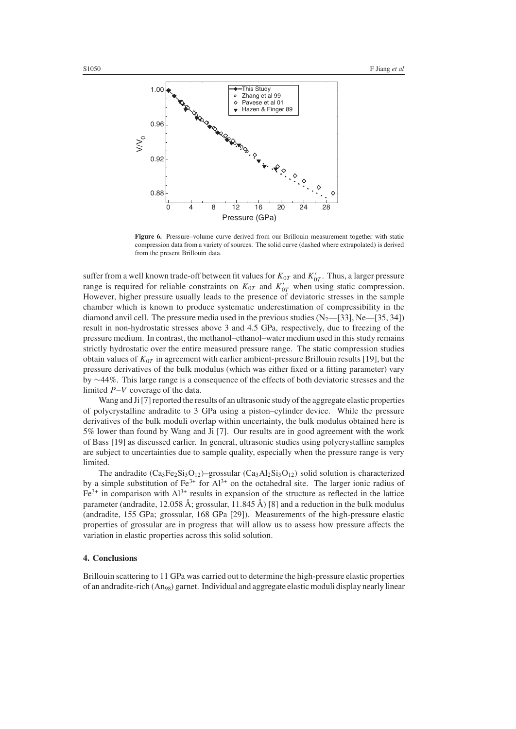**Figure 6.** Pressure–volume curve derived from our Brillouin measurement together with static compression data from a variety of sources. The solid curve (dashed where extrapolated) is derived from the present Brillouin data.

suffer from a well known trade-off between fit values for $K_{0T}$ and $K'_{0T}$. Thus, a larger pressure range is required for reliable constraints on $K_{0T}$ and $K'_{0T}$ when using static compression. However, higher pressure usually leads to the presence of deviatoric stresses in the sample chamber which is known to produce systematic underestimation of compressibility in the diamond anvil cell. The pressure media used in the previous studies ($N_2$—[33], Ne—[35, 34]) result in non-hydrostatic stresses above 3 and 4.5 GPa, respectively, due to freezing of the pressure medium. In contrast, the methanol–ethanol–water medium used in this study remains strictly hydrostatic over the entire measured pressure range. The static compression studies obtain values of $K_{0T}$ in agreement with earlier ambient-pressure Brillouin results [19], but the pressure derivatives of the bulk modulus (which was either fixed or a fitting parameter) vary by ∼44%. This large range is a consequence of the effects of both deviatoric stresses and the limited $P$–$V$ coverage of the data.

Wang and Ji [7] reported the results of an ultrasonic study of the aggregate elastic properties of polycrystalline andradite to 3 GPa using a piston–cylinder device. While the pressure derivatives of the bulk moduli overlap within uncertainty, the bulk modulus obtained here is 5% lower than found by Wang and Ji [7]. Our results are in good agreement with the work of Bass [19] as discussed earlier. In general, ultrasonic studies using polycrystalline samples are subject to uncertainties due to sample quality, especially when the pressure range is very limited.

The andradite ($Ca_3Fe_2Si_3O_{12}$)–grossular ($Ca_3Al_2Si_3O_{12}$) solid solution is characterized by a simple substitution of $Fe^{3+}$ for $Al^{3+}$ on the octahedral site. The larger ionic radius of $Fe^{3+}$ in comparison with $Al^{3+}$ results in expansion of the structure as reflected in the lattice parameter (andradite, 12.058 Å; grossular, 11.845 Å) [8] and a reduction in the bulk modulus (andradite, 155 GPa; grossular, 168 GPa [29]). Measurements of the high-pressure elastic properties of grossular are in progress that will allow us to assess how pressure affects the variation in elastic properties across this solid solution.

## 4. Conclusions

Brillouin scattering to 11 GPa was carried out to determine the high-pressure elastic properties of an andradite-rich ($An_{98}$) garnet. Individual and aggregate elastic moduli display nearly linear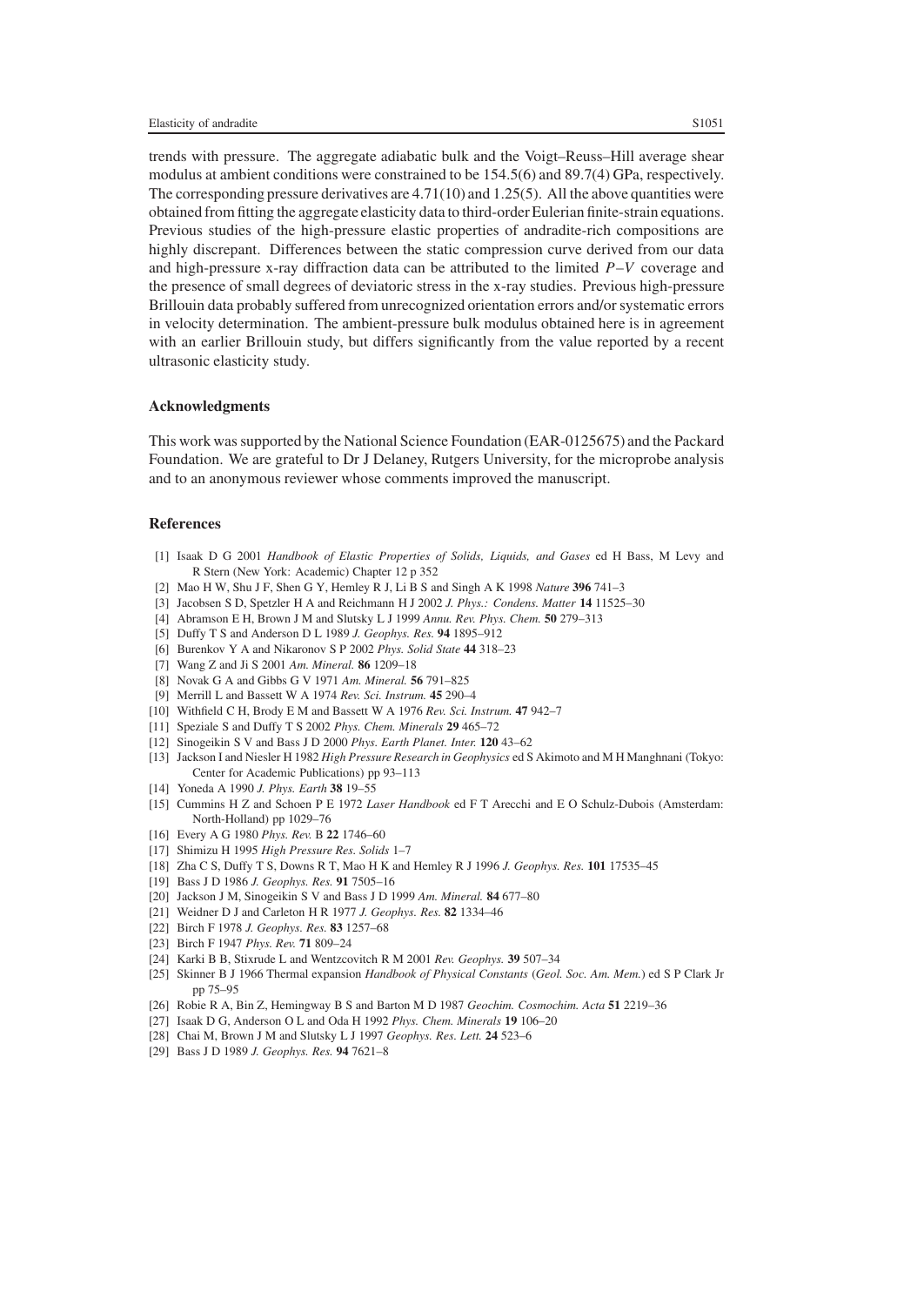trends with pressure. The aggregate adiabatic bulk and the Voigt–Reuss–Hill average shear modulus at ambient conditions were constrained to be 154.5(6) and 89.7(4) GPa, respectively. The corresponding pressure derivatives are 4.71(10) and 1.25(5). All the above quantities were obtained from fitting the aggregate elasticity data to third-order Eulerian finite-strain equations. Previous studies of the high-pressure elastic properties of andradite-rich compositions are highly discrepant. Differences between the static compression curve derived from our data and high-pressure x-ray diffraction data can be attributed to the limited $P$–$V$ coverage and the presence of small degrees of deviatoric stress in the x-ray studies. Previous high-pressure Brillouin data probably suffered from unrecognized orientation errors and/or systematic errors in velocity determination. The ambient-pressure bulk modulus obtained here is in agreement with an earlier Brillouin study, but differs significantly from the value reported by a recent ultrasonic elasticity study.

## Acknowledgments

This work was supported by the National Science Foundation (EAR-0125675) and the Packard Foundation. We are grateful to Dr J Delaney, Rutgers University, for the microprobe analysis and to an anonymous reviewer whose comments improved the manuscript.

## References

[1] Isaak D G 2001 *Handbook of Elastic Properties of Solids, Liquids, and Gases* ed H Bass, M Levy and R Stern (New York: Academic) Chapter 12 p 352

[2] Mao H W, Shu J F, Shen G Y, Hemley R J, Li B S and Singh A K 1998 *Nature* **396** 741–3

[3] Jacobsen S D, Spetzler H A and Reichmann H J 2002 *J. Phys.: Condens. Matter* **14** 11525–30

[4] Abramson E H, Brown J M and Slutsky L J 1999 *Annu. Rev. Phys. Chem.* **50** 279–313

[5] Duffy T S and Anderson D L 1989 *J. Geophys. Res.* **94** 1895–912

[6] Burenkov Y A and Nikaronov S P 2002 *Phys. Solid State* **44** 318–23

[7] Wang Z and Ji S 2001 *Am. Mineral.* **86** 1209–18

[8] Novak G A and Gibbs G V 1971 *Am. Mineral.* **56** 791–825

[9] Merrill L and Bassett W A 1974 *Rev. Sci. Instrum.* **45** 290–4

[10] Withfield C H, Brody E M and Bassett W A 1976 *Rev. Sci. Instrum.* **47** 942–7

[11] Speziale S and Duffy T S 2002 *Phys. Chem. Minerals* **29** 465–72

[12] Sinogeikin S V and Bass J D 2000 *Phys. Earth Planet. Inter.* **120** 43–62

[13] Jackson I and Niesler H 1982 *High Pressure Research in Geophysics* ed S Akimoto and M H Manghnani (Tokyo: Center for Academic Publications) pp 93–113

[14] Yoneda A 1990 *J. Phys. Earth* **38** 19–55

[15] Cummins H Z and Schoen P E 1972 *Laser Handbook* ed F T Arecchi and E O Schulz-Dubois (Amsterdam: North-Holland) pp 1029–76

[16] Every A G 1980 *Phys. Rev.* B **22** 1746–60

[17] Shimizu H 1995 *High Pressure Res. Solids* 1–7

[18] Zha C S, Duffy T S, Downs R T, Mao H K and Hemley R J 1996 *J. Geophys. Res.* **101** 17535–45

[19] Bass J D 1986 *J. Geophys. Res.* **91** 7505–16

[20] Jackson J M, Sinogeikin S V and Bass J D 1999 *Am. Mineral.* **84** 677–80

[21] Weidner D J and Carleton H R 1977 *J. Geophys. Res.* **82** 1334–46

[22] Birch F 1978 *J. Geophys. Res.* **83** 1257–68

[23] Birch F 1947 *Phys. Rev.* **71** 809–24

[24] Karki B B, Stixrude L and Wentzcovitch R M 2001 *Rev. Geophys.* **39** 507–34

[25] Skinner B J 1966 Thermal expansion *Handbook of Physical Constants* (*Geol. Soc. Am. Mem.*) ed S P Clark Jr pp 75–95

[26] Robie R A, Bin Z, Hemingway B S and Barton M D 1987 *Geochim. Cosmochim. Acta* **51** 2219–36

[27] Isaak D G, Anderson O L and Oda H 1992 *Phys. Chem. Minerals* **19** 106–20

[28] Chai M, Brown J M and Slutsky L J 1997 *Geophys. Res. Lett.* **24** 523–6

[29] Bass J D 1989 *J. Geophys. Res.* **94** 7621–8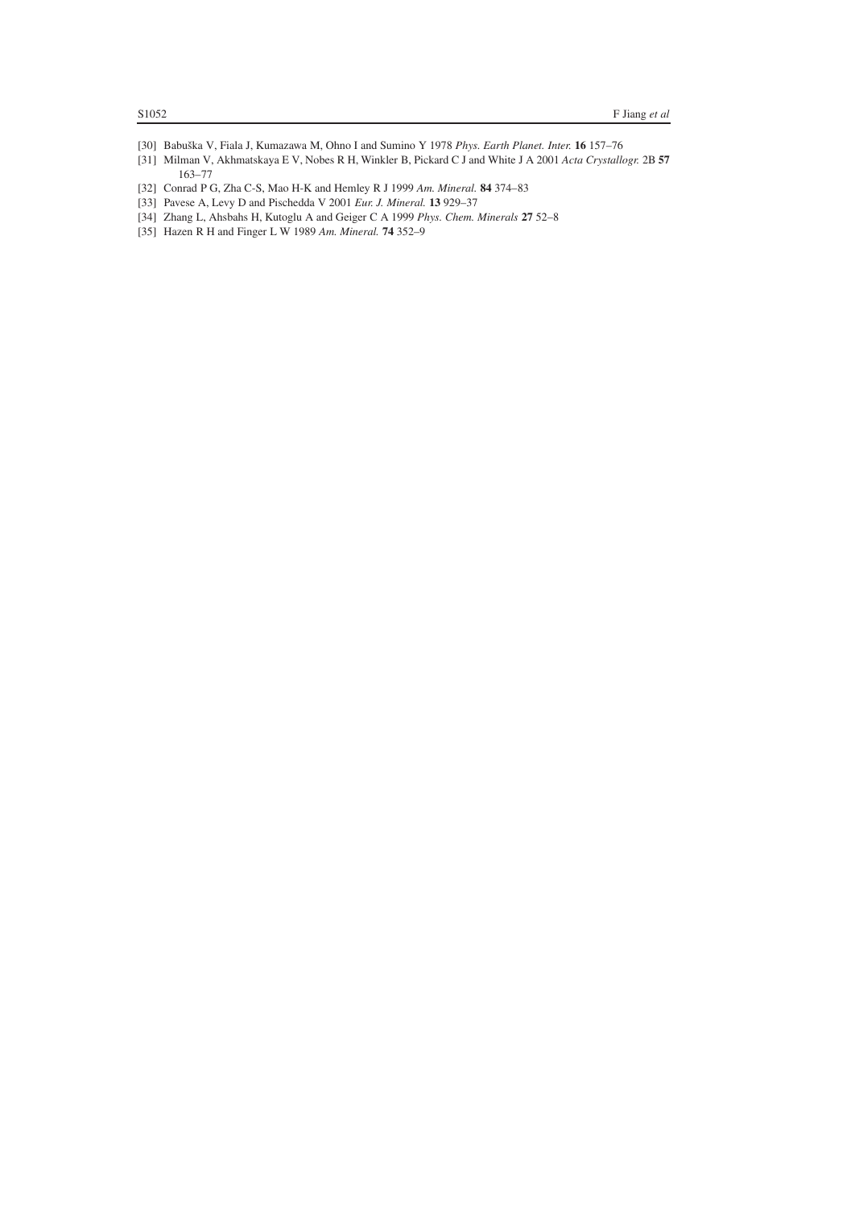[30] Babuška V, Fiala J, Kumazawa M, Ohno I and Sumino Y 1978 *Phys. Earth Planet. Inter.* **16** 157–76

[31] Milman V, Akhmatskaya E V, Nobes R H, Winkler B, Pickard C J and White J A 2001 *Acta Crystallogr.* 2B **57** 163–77

[32] Conrad P G, Zha C-S, Mao H-K and Hemley R J 1999 *Am. Mineral.* **84** 374–83

[33] Pavese A, Levy D and Pischedda V 2001 *Eur. J. Mineral.* **13** 929–37

[34] Zhang L, Ahsbahs H, Kutoglu A and Geiger C A 1999 *Phys. Chem. Minerals* **27** 52–8

[35] Hazen R H and Finger L W 1989 *Am. Mineral.* **74** 352–9